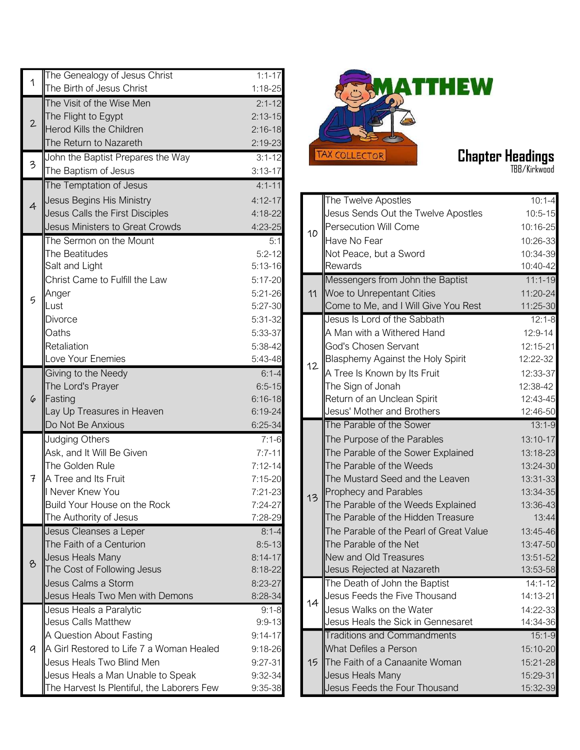# MATTHEW

## Chapter Headings

TBB/Kirkwood

TAX COLLECTOR

| | | |
|---|---|---|
| 1 | The Genealogy of Jesus Christ | 1:1-17 |
| | The Birth of Jesus Christ | 1:18-25 |
| 2 | The Visit of the Wise Men | 2:1-12 |
| | The Flight to Egypt | 2:13-15 |
| | Herod Kills the Children | 2:16-18 |
| | The Return to Nazareth | 2:19-23 |
| 3 | John the Baptist Prepares the Way | 3:1-12 |
| | The Baptism of Jesus | 3:13-17 |
| 4 | The Temptation of Jesus | 4:1-11 |
| | Jesus Begins His Ministry | 4:12-17 |
| | Jesus Calls the First Disciples | 4:18-22 |
| | Jesus Ministers to Great Crowds | 4:23-25 |
| 5 | The Sermon on the Mount | 5:1 |
| | The Beatitudes | 5:2-12 |
| | Salt and Light | 5:13-16 |
| | Christ Came to Fulfill the Law | 5:17-20 |
| | Anger | 5:21-26 |
| | Lust | 5:27-30 |
| | Divorce | 5:31-32 |
| | Oaths | 5:33-37 |
| | Retaliation | 5:38-42 |
| | Love Your Enemies | 5:43-48 |
| 6 | Giving to the Needy | 6:1-4 |
| | The Lord's Prayer | 6:5-15 |
| | Fasting | 6:16-18 |
| | Lay Up Treasures in Heaven | 6:19-24 |
| | Do Not Be Anxious | 6:25-34 |
| 7 | Judging Others | 7:1-6 |
| | Ask, and It Will Be Given | 7:7-11 |
| | The Golden Rule | 7:12-14 |
| | A Tree and Its Fruit | 7:15-20 |
| | I Never Knew You | 7:21-23 |
| | Build Your House on the Rock | 7:24-27 |
| | The Authority of Jesus | 7:28-29 |
| 8 | Jesus Cleanses a Leper | 8:1-4 |
| | The Faith of a Centurion | 8:5-13 |
| | Jesus Heals Many | 8:14-17 |
| | The Cost of Following Jesus | 8:18-22 |
| | Jesus Calms a Storm | 8:23-27 |
| | Jesus Heals Two Men with Demons | 8:28-34 |
| 9 | Jesus Heals a Paralytic | 9:1-8 |
| | Jesus Calls Matthew | 9:9-13 |
| | A Question About Fasting | 9:14-17 |
| | A Girl Restored to Life 7 a Woman Healed | 9:18-26 |
| | Jesus Heals Two Blind Men | 9:27-31 |
| | Jesus Heals a Man Unable to Speak | 9:32-34 |
| | The Harvest Is Plentiful, the Laborers Few | 9:35-38 |

| | | |
|---|---|---|
| 10 | The Twelve Apostles | 10:1-4 |
| | Jesus Sends Out the Twelve Apostles | 10:5-15 |
| | Persecution Will Come | 10:16-25 |
| | Have No Fear | 10:26-33 |
| | Not Peace, but a Sword | 10:34-39 |
| | Rewards | 10:40-42 |
| 11 | Messengers from John the Baptist | 11:1-19 |
| | Woe to Unrepentant Cities | 11:20-24 |
| | Come to Me, and I Will Give You Rest | 11:25-30 |
| 12 | Jesus Is Lord of the Sabbath | 12:1-8 |
| | A Man with a Withered Hand | 12:9-14 |
| | God's Chosen Servant | 12:15-21 |
| | Blasphemy Against the Holy Spirit | 12:22-32 |
| | A Tree Is Known by Its Fruit | 12:33-37 |
| | The Sign of Jonah | 12:38-42 |
| | Return of an Unclean Spirit | 12:43-45 |
| | Jesus' Mother and Brothers | 12:46-50 |
| 13 | The Parable of the Sower | 13:1-9 |
| | The Purpose of the Parables | 13:10-17 |
| | The Parable of the Sower Explained | 13:18-23 |
| | The Parable of the Weeds | 13:24-30 |
| | The Mustard Seed and the Leaven | 13:31-33 |
| | Prophecy and Parables | 13:34-35 |
| | The Parable of the Weeds Explained | 13:36-43 |
| | The Parable of the Hidden Treasure | 13:44 |
| | The Parable of the Pearl of Great Value | 13:45-46 |
| | The Parable of the Net | 13:47-50 |
| | New and Old Treasures | 13:51-52 |
| | Jesus Rejected at Nazareth | 13:53-58 |
| 14 | The Death of John the Baptist | 14:1-12 |
| | Jesus Feeds the Five Thousand | 14:13-21 |
| | Jesus Walks on the Water | 14:22-33 |
| | Jesus Heals the Sick in Gennesaret | 14:34-36 |
| 15 | Traditions and Commandments | 15:1-9 |
| | What Defiles a Person | 15:10-20 |
| | The Faith of a Canaanite Woman | 15:21-28 |
| | Jesus Heals Many | 15:29-31 |
| | Jesus Feeds the Four Thousand | 15:32-39 |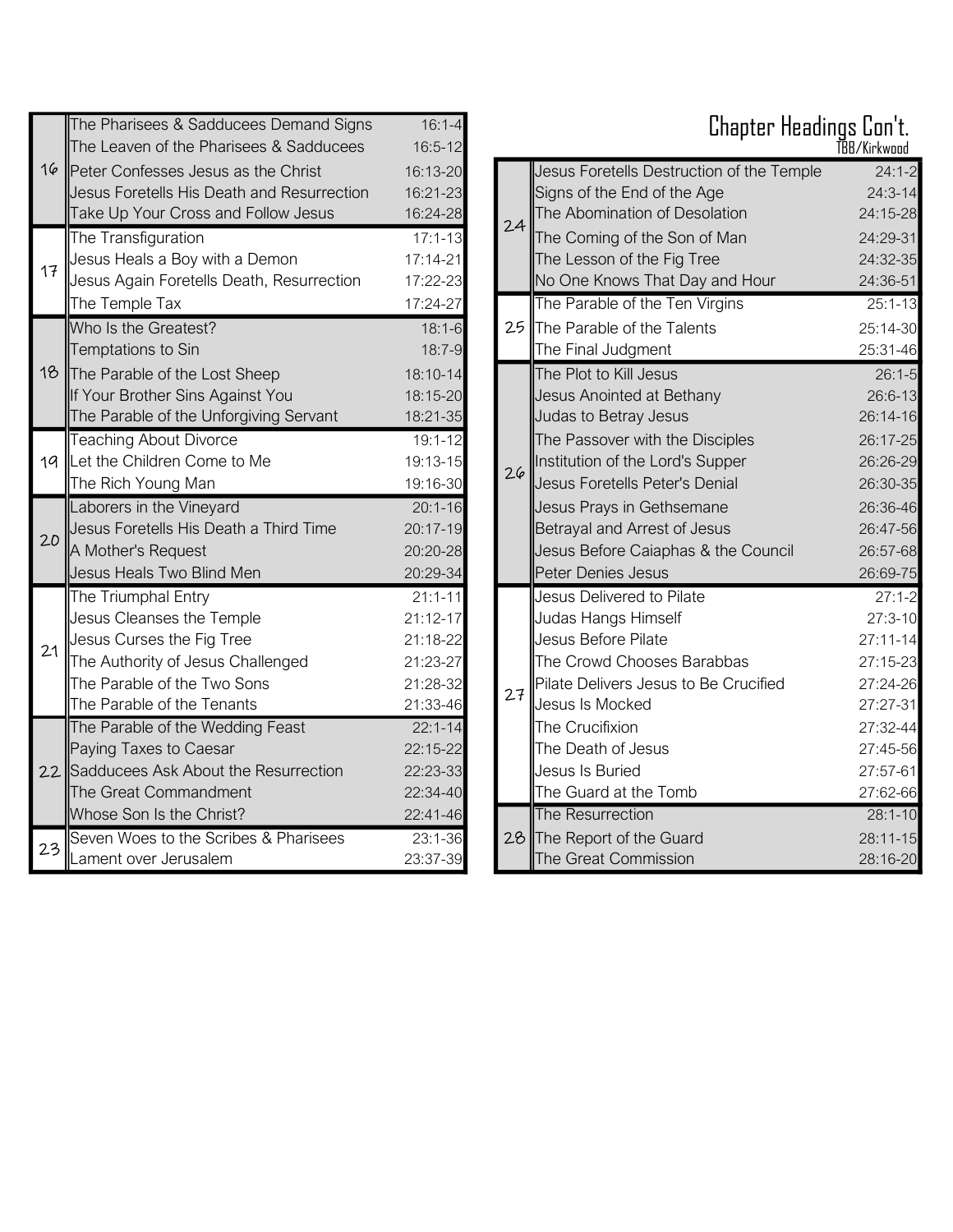# Chapter Headings Con't.

TBB/Kirkwood

| | | |
|---|---|---|
| 16 | The Pharisees & Sadducees Demand Signs | 16:1-4 |
| | The Leaven of the Pharisees & Sadducees | 16:5-12 |
| | Peter Confesses Jesus as the Christ | 16:13-20 |
| | Jesus Foretells His Death and Resurrection | 16:21-23 |
| | Take Up Your Cross and Follow Jesus | 16:24-28 |
| 17 | The Transfiguration | 17:1-13 |
| | Jesus Heals a Boy with a Demon | 17:14-21 |
| | Jesus Again Foretells Death, Resurrection | 17:22-23 |
| | The Temple Tax | 17:24-27 |
| 18 | Who Is the Greatest? | 18:1-6 |
| | Temptations to Sin | 18:7-9 |
| | The Parable of the Lost Sheep | 18:10-14 |
| | If Your Brother Sins Against You | 18:15-20 |
| | The Parable of the Unforgiving Servant | 18:21-35 |
| 19 | Teaching About Divorce | 19:1-12 |
| | Let the Children Come to Me | 19:13-15 |
| | The Rich Young Man | 19:16-30 |
| 20 | Laborers in the Vineyard | 20:1-16 |
| | Jesus Foretells His Death a Third Time | 20:17-19 |
| | A Mother's Request | 20:20-28 |
| | Jesus Heals Two Blind Men | 20:29-34 |
| 21 | The Triumphal Entry | 21:1-11 |
| | Jesus Cleanses the Temple | 21:12-17 |
| | Jesus Curses the Fig Tree | 21:18-22 |
| | The Authority of Jesus Challenged | 21:23-27 |
| | The Parable of the Two Sons | 21:28-32 |
| | The Parable of the Tenants | 21:33-46 |
| 22 | The Parable of the Wedding Feast | 22:1-14 |
| | Paying Taxes to Caesar | 22:15-22 |
| | Sadducees Ask About the Resurrection | 22:23-33 |
| | The Great Commandment | 22:34-40 |
| | Whose Son Is the Christ? | 22:41-46 |
| 23 | Seven Woes to the Scribes & Pharisees | 23:1-36 |
| | Lament over Jerusalem | 23:37-39 |

| | | |
|---|---|---|
| 24 | Jesus Foretells Destruction of the Temple | 24:1-2 |
| | Signs of the End of the Age | 24:3-14 |
| | The Abomination of Desolation | 24:15-28 |
| | The Coming of the Son of Man | 24:29-31 |
| | The Lesson of the Fig Tree | 24:32-35 |
| | No One Knows That Day and Hour | 24:36-51 |
| 25 | The Parable of the Ten Virgins | 25:1-13 |
| | The Parable of the Talents | 25:14-30 |
| | The Final Judgment | 25:31-46 |
| 26 | The Plot to Kill Jesus | 26:1-5 |
| | Jesus Anointed at Bethany | 26:6-13 |
| | Judas to Betray Jesus | 26:14-16 |
| | The Passover with the Disciples | 26:17-25 |
| | Institution of the Lord's Supper | 26:26-29 |
| | Jesus Foretells Peter's Denial | 26:30-35 |
| | Jesus Prays in Gethsemane | 26:36-46 |
| | Betrayal and Arrest of Jesus | 26:47-56 |
| | Jesus Before Caiaphas & the Council | 26:57-68 |
| | Peter Denies Jesus | 26:69-75 |
| 27 | Jesus Delivered to Pilate | 27:1-2 |
| | Judas Hangs Himself | 27:3-10 |
| | Jesus Before Pilate | 27:11-14 |
| | The Crowd Chooses Barabbas | 27:15-23 |
| | Pilate Delivers Jesus to Be Crucified | 27:24-26 |
| | Jesus Is Mocked | 27:27-31 |
| | The Crucifixion | 27:32-44 |
| | The Death of Jesus | 27:45-56 |
| | Jesus Is Buried | 27:57-61 |
| | The Guard at the Tomb | 27:62-66 |
| 28 | The Resurrection | 28:1-10 |
| | The Report of the Guard | 28:11-15 |
| | The Great Commission | 28:16-20 |